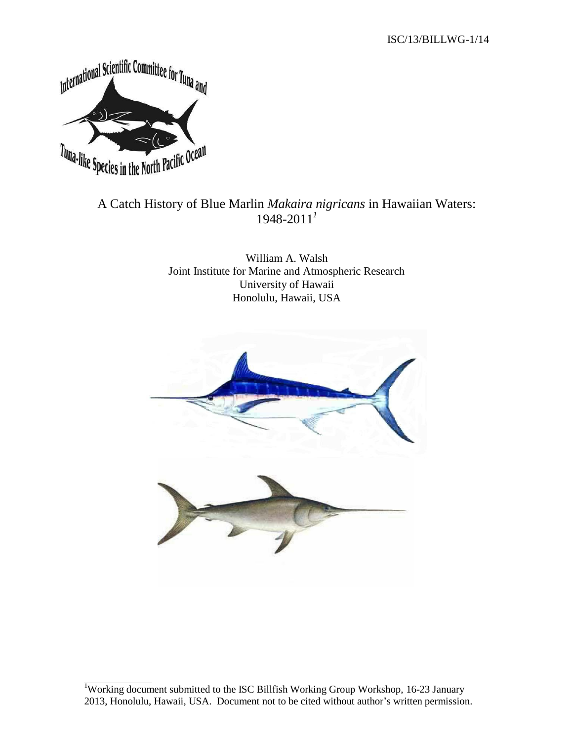ISC/13/BILLWG-1/14

# A Catch History of Blue Marlin *Makaira nigricans* in Hawaiian Waters: 1948-2011[1]

William A. Walsh
Joint Institute for Marine and Atmospheric Research
University of Hawaii
Honolulu, Hawaii, USA

[1]Working document submitted to the ISC Billfish Working Group Workshop, 16-23 January 2013, Honolulu, Hawaii, USA. Document not to be cited without author's written permission.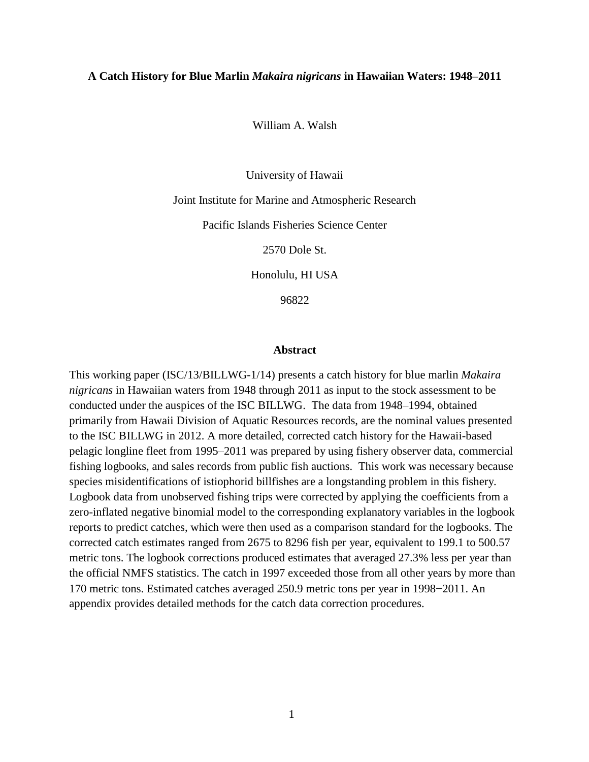**A Catch History for Blue Marlin *Makaira nigricans* in Hawaiian Waters: 1948–2011**

William A. Walsh

University of Hawaii

Joint Institute for Marine and Atmospheric Research

Pacific Islands Fisheries Science Center

2570 Dole St.

Honolulu, HI USA

96822

## Abstract

This working paper (ISC/13/BILLWG-1/14) presents a catch history for blue marlin *Makaira nigricans* in Hawaiian waters from 1948 through 2011 as input to the stock assessment to be conducted under the auspices of the ISC BILLWG. The data from 1948–1994, obtained primarily from Hawaii Division of Aquatic Resources records, are the nominal values presented to the ISC BILLWG in 2012. A more detailed, corrected catch history for the Hawaii-based pelagic longline fleet from 1995–2011 was prepared by using fishery observer data, commercial fishing logbooks, and sales records from public fish auctions. This work was necessary because species misidentifications of istiophorid billfishes are a longstanding problem in this fishery. Logbook data from unobserved fishing trips were corrected by applying the coefficients from a zero-inflated negative binomial model to the corresponding explanatory variables in the logbook reports to predict catches, which were then used as a comparison standard for the logbooks. The corrected catch estimates ranged from 2675 to 8296 fish per year, equivalent to 199.1 to 500.57 metric tons. The logbook corrections produced estimates that averaged 27.3% less per year than the official NMFS statistics. The catch in 1997 exceeded those from all other years by more than 170 metric tons. Estimated catches averaged 250.9 metric tons per year in 1998−2011. An appendix provides detailed methods for the catch data correction procedures.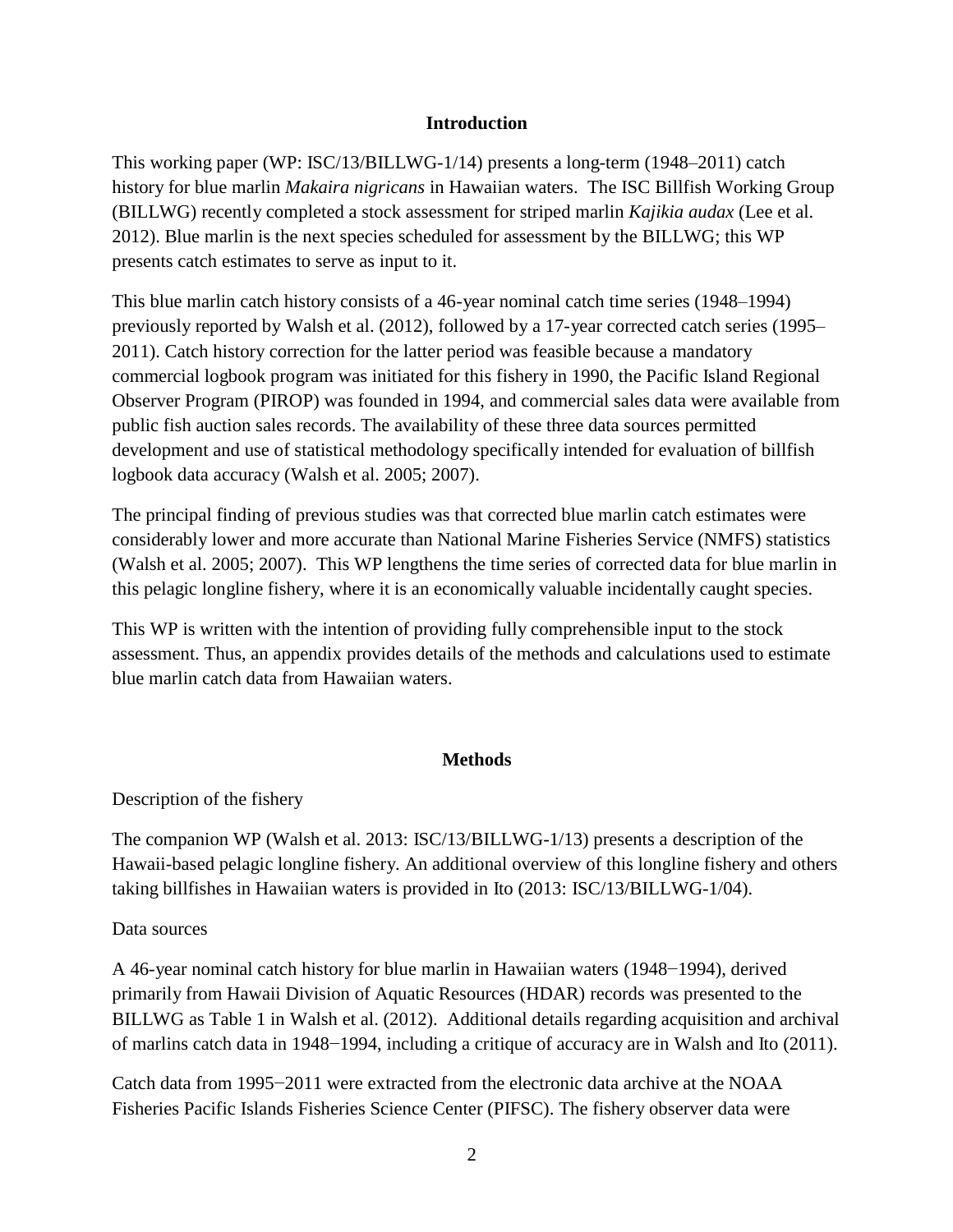## Introduction

This working paper (WP: ISC/13/BILLWG-1/14) presents a long-term (1948–2011) catch history for blue marlin *Makaira nigricans* in Hawaiian waters. The ISC Billfish Working Group (BILLWG) recently completed a stock assessment for striped marlin *Kajikia audax* (Lee et al. 2012). Blue marlin is the next species scheduled for assessment by the BILLWG; this WP presents catch estimates to serve as input to it.

This blue marlin catch history consists of a 46-year nominal catch time series (1948–1994) previously reported by Walsh et al. (2012), followed by a 17-year corrected catch series (1995–2011). Catch history correction for the latter period was feasible because a mandatory commercial logbook program was initiated for this fishery in 1990, the Pacific Island Regional Observer Program (PIROP) was founded in 1994, and commercial sales data were available from public fish auction sales records. The availability of these three data sources permitted development and use of statistical methodology specifically intended for evaluation of billfish logbook data accuracy (Walsh et al. 2005; 2007).

The principal finding of previous studies was that corrected blue marlin catch estimates were considerably lower and more accurate than National Marine Fisheries Service (NMFS) statistics (Walsh et al. 2005; 2007). This WP lengthens the time series of corrected data for blue marlin in this pelagic longline fishery, where it is an economically valuable incidentally caught species.

This WP is written with the intention of providing fully comprehensible input to the stock assessment. Thus, an appendix provides details of the methods and calculations used to estimate blue marlin catch data from Hawaiian waters.

## Methods

Description of the fishery

The companion WP (Walsh et al. 2013: ISC/13/BILLWG-1/13) presents a description of the Hawaii-based pelagic longline fishery. An additional overview of this longline fishery and others taking billfishes in Hawaiian waters is provided in Ito (2013: ISC/13/BILLWG-1/04).

Data sources

A 46-year nominal catch history for blue marlin in Hawaiian waters (1948−1994), derived primarily from Hawaii Division of Aquatic Resources (HDAR) records was presented to the BILLWG as Table 1 in Walsh et al. (2012). Additional details regarding acquisition and archival of marlins catch data in 1948−1994, including a critique of accuracy are in Walsh and Ito (2011).

Catch data from 1995−2011 were extracted from the electronic data archive at the NOAA Fisheries Pacific Islands Fisheries Science Center (PIFSC). The fishery observer data were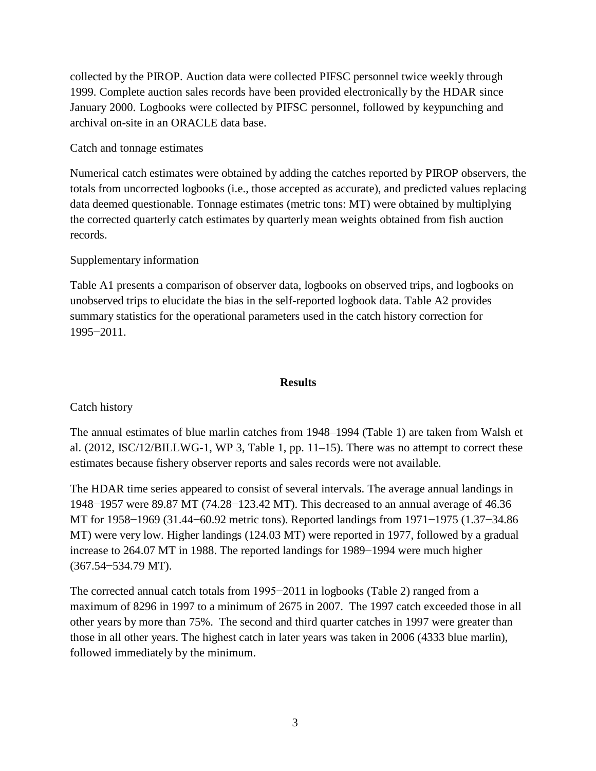collected by the PIROP. Auction data were collected PIFSC personnel twice weekly through 1999. Complete auction sales records have been provided electronically by the HDAR since January 2000. Logbooks were collected by PIFSC personnel, followed by keypunching and archival on-site in an ORACLE data base.

Catch and tonnage estimates

Numerical catch estimates were obtained by adding the catches reported by PIROP observers, the totals from uncorrected logbooks (i.e., those accepted as accurate), and predicted values replacing data deemed questionable. Tonnage estimates (metric tons: MT) were obtained by multiplying the corrected quarterly catch estimates by quarterly mean weights obtained from fish auction records.

Supplementary information

Table A1 presents a comparison of observer data, logbooks on observed trips, and logbooks on unobserved trips to elucidate the bias in the self-reported logbook data. Table A2 provides summary statistics for the operational parameters used in the catch history correction for 1995−2011.

## Results

Catch history

The annual estimates of blue marlin catches from 1948–1994 (Table 1) are taken from Walsh et al. (2012, ISC/12/BILLWG-1, WP 3, Table 1, pp. 11–15). There was no attempt to correct these estimates because fishery observer reports and sales records were not available.

The HDAR time series appeared to consist of several intervals. The average annual landings in 1948−1957 were 89.87 MT (74.28−123.42 MT). This decreased to an annual average of 46.36 MT for 1958−1969 (31.44−60.92 metric tons). Reported landings from 1971−1975 (1.37−34.86 MT) were very low. Higher landings (124.03 MT) were reported in 1977, followed by a gradual increase to 264.07 MT in 1988. The reported landings for 1989−1994 were much higher (367.54−534.79 MT).

The corrected annual catch totals from 1995−2011 in logbooks (Table 2) ranged from a maximum of 8296 in 1997 to a minimum of 2675 in 2007. The 1997 catch exceeded those in all other years by more than 75%. The second and third quarter catches in 1997 were greater than those in all other years. The highest catch in later years was taken in 2006 (4333 blue marlin), followed immediately by the minimum.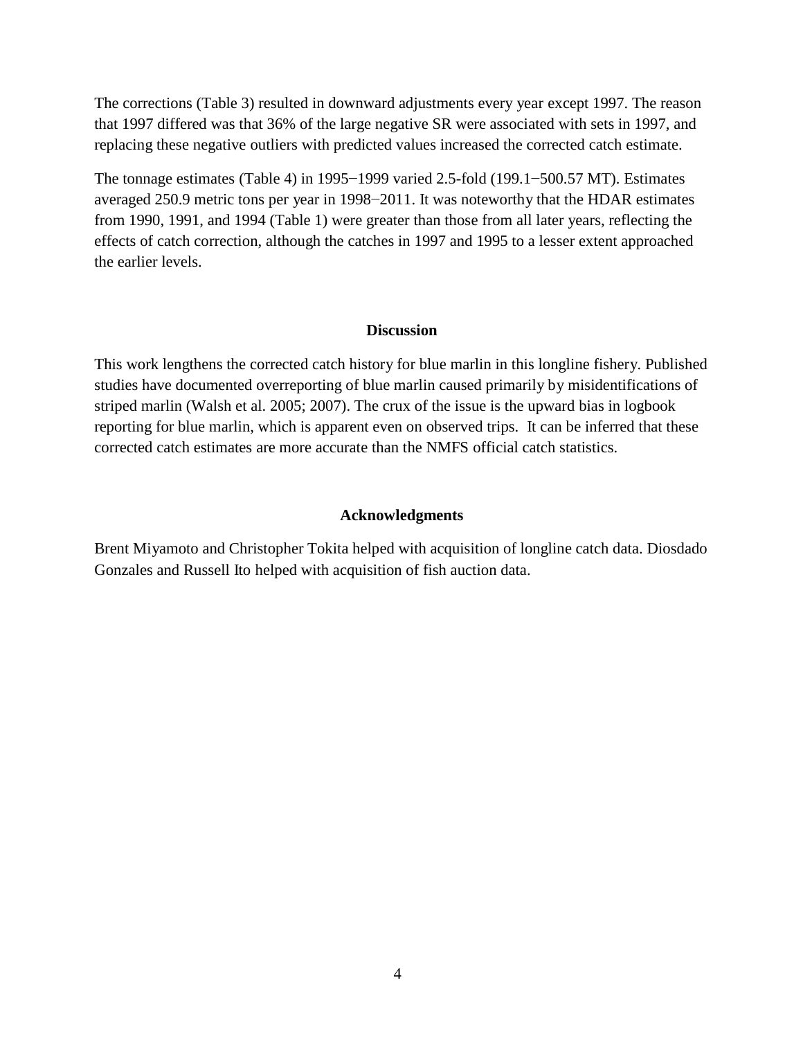The corrections (Table 3) resulted in downward adjustments every year except 1997. The reason that 1997 differed was that 36% of the large negative SR were associated with sets in 1997, and replacing these negative outliers with predicted values increased the corrected catch estimate.

The tonnage estimates (Table 4) in 1995−1999 varied 2.5-fold (199.1−500.57 MT). Estimates averaged 250.9 metric tons per year in 1998−2011. It was noteworthy that the HDAR estimates from 1990, 1991, and 1994 (Table 1) were greater than those from all later years, reflecting the effects of catch correction, although the catches in 1997 and 1995 to a lesser extent approached the earlier levels.

## Discussion

This work lengthens the corrected catch history for blue marlin in this longline fishery. Published studies have documented overreporting of blue marlin caused primarily by misidentifications of striped marlin (Walsh et al. 2005; 2007). The crux of the issue is the upward bias in logbook reporting for blue marlin, which is apparent even on observed trips. It can be inferred that these corrected catch estimates are more accurate than the NMFS official catch statistics.

## Acknowledgments

Brent Miyamoto and Christopher Tokita helped with acquisition of longline catch data. Diosdado Gonzales and Russell Ito helped with acquisition of fish auction data.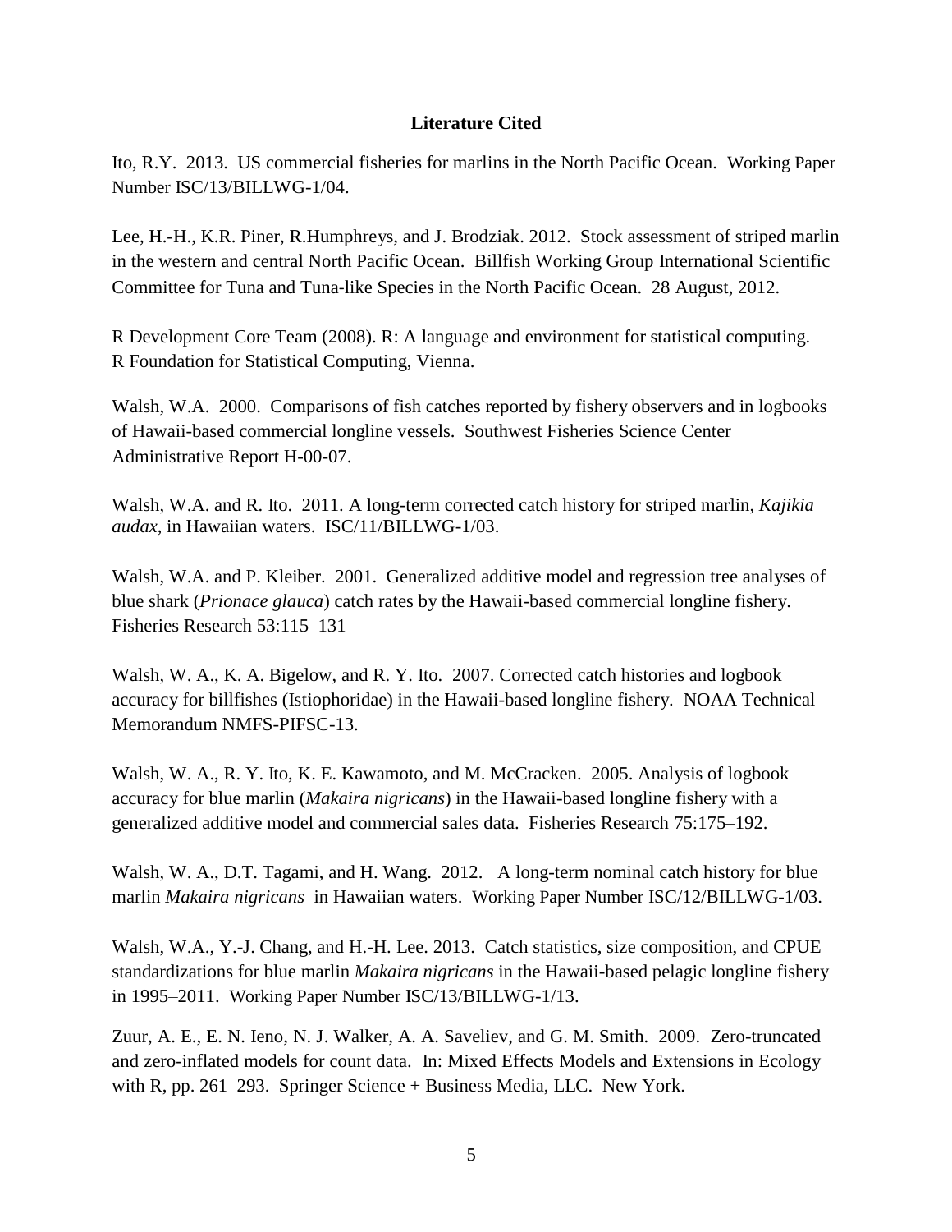## Literature Cited

Ito, R.Y. 2013. US commercial fisheries for marlins in the North Pacific Ocean. Working Paper Number ISC/13/BILLWG-1/04.

Lee, H.-H., K.R. Piner, R.Humphreys, and J. Brodziak. 2012. Stock assessment of striped marlin in the western and central North Pacific Ocean. Billfish Working Group International Scientific Committee for Tuna and Tuna-like Species in the North Pacific Ocean. 28 August, 2012.

R Development Core Team (2008). R: A language and environment for statistical computing. R Foundation for Statistical Computing, Vienna.

Walsh, W.A. 2000. Comparisons of fish catches reported by fishery observers and in logbooks of Hawaii-based commercial longline vessels. Southwest Fisheries Science Center Administrative Report H-00-07.

Walsh, W.A. and R. Ito. 2011. A long-term corrected catch history for striped marlin, *Kajikia audax*, in Hawaiian waters. ISC/11/BILLWG-1/03.

Walsh, W.A. and P. Kleiber. 2001. Generalized additive model and regression tree analyses of blue shark (*Prionace glauca*) catch rates by the Hawaii-based commercial longline fishery. Fisheries Research 53:115–131

Walsh, W. A., K. A. Bigelow, and R. Y. Ito. 2007. Corrected catch histories and logbook accuracy for billfishes (Istiophoridae) in the Hawaii-based longline fishery. NOAA Technical Memorandum NMFS-PIFSC-13.

Walsh, W. A., R. Y. Ito, K. E. Kawamoto, and M. McCracken. 2005. Analysis of logbook accuracy for blue marlin (*Makaira nigricans*) in the Hawaii-based longline fishery with a generalized additive model and commercial sales data. Fisheries Research 75:175–192.

Walsh, W. A., D.T. Tagami, and H. Wang. 2012. A long-term nominal catch history for blue marlin *Makaira nigricans* in Hawaiian waters. Working Paper Number ISC/12/BILLWG-1/03.

Walsh, W.A., Y.-J. Chang, and H.-H. Lee. 2013. Catch statistics, size composition, and CPUE standardizations for blue marlin *Makaira nigricans* in the Hawaii-based pelagic longline fishery in 1995–2011. Working Paper Number ISC/13/BILLWG-1/13.

Zuur, A. E., E. N. Ieno, N. J. Walker, A. A. Saveliev, and G. M. Smith. 2009. Zero-truncated and zero-inflated models for count data. In: Mixed Effects Models and Extensions in Ecology with R, pp. 261–293. Springer Science + Business Media, LLC. New York.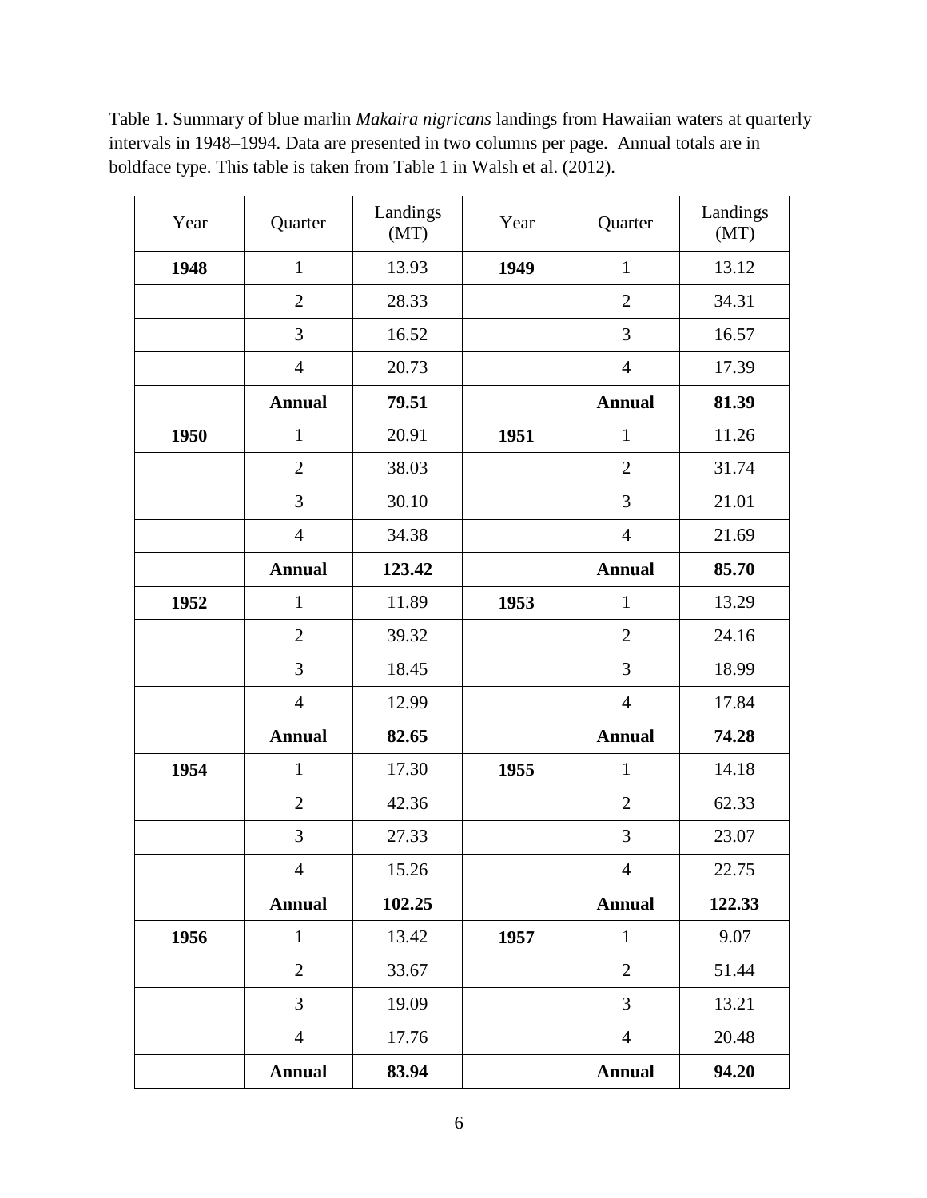Table 1. Summary of blue marlin *Makaira nigricans* landings from Hawaiian waters at quarterly intervals in 1948–1994. Data are presented in two columns per page. Annual totals are in boldface type. This table is taken from Table 1 in Walsh et al. (2012).

| Year | Quarter | Landings (MT) | Year | Quarter | Landings (MT) |
|---|---|---|---|---|---|
| **1948** | 1 | 13.93 | **1949** | 1 | 13.12 |
| | 2 | 28.33 | | 2 | 34.31 |
| | 3 | 16.52 | | 3 | 16.57 |
| | 4 | 20.73 | | 4 | 17.39 |
| | **Annual** | **79.51** | | **Annual** | **81.39** |
| **1950** | 1 | 20.91 | **1951** | 1 | 11.26 |
| | 2 | 38.03 | | 2 | 31.74 |
| | 3 | 30.10 | | 3 | 21.01 |
| | 4 | 34.38 | | 4 | 21.69 |
| | **Annual** | **123.42** | | **Annual** | **85.70** |
| **1952** | 1 | 11.89 | **1953** | 1 | 13.29 |
| | 2 | 39.32 | | 2 | 24.16 |
| | 3 | 18.45 | | 3 | 18.99 |
| | 4 | 12.99 | | 4 | 17.84 |
| | **Annual** | **82.65** | | **Annual** | **74.28** |
| **1954** | 1 | 17.30 | **1955** | 1 | 14.18 |
| | 2 | 42.36 | | 2 | 62.33 |
| | 3 | 27.33 | | 3 | 23.07 |
| | 4 | 15.26 | | 4 | 22.75 |
| | **Annual** | **102.25** | | **Annual** | **122.33** |
| **1956** | 1 | 13.42 | **1957** | 1 | 9.07 |
| | 2 | 33.67 | | 2 | 51.44 |
| | 3 | 19.09 | | 3 | 13.21 |
| | 4 | 17.76 | | 4 | 20.48 |
| | **Annual** | **83.94** | | **Annual** | **94.20** |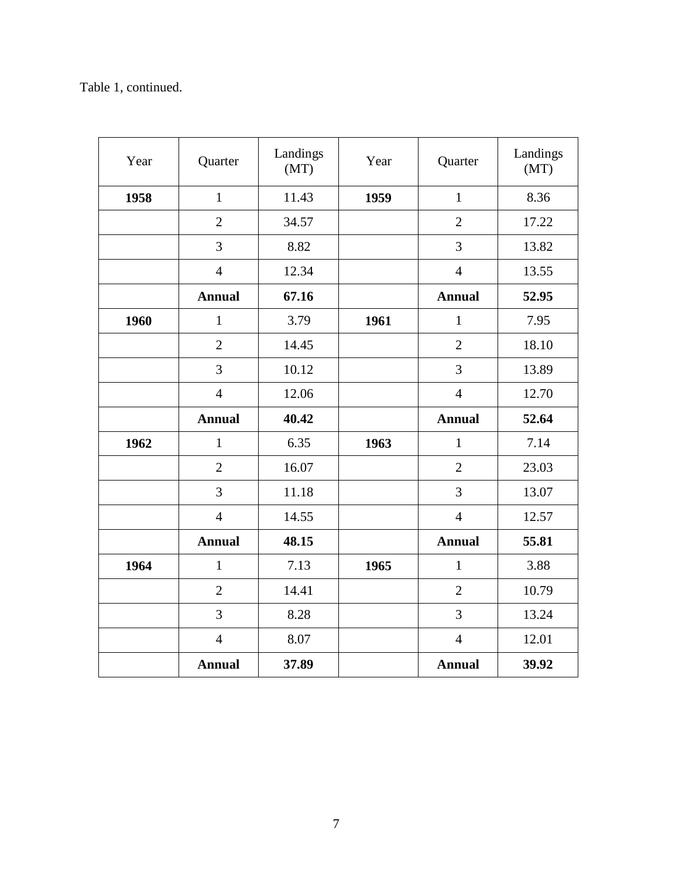Table 1, continued.

| Year | Quarter | Landings (MT) | Year | Quarter | Landings (MT) |
|---|---|---|---|---|---|
| **1958** | 1 | 11.43 | **1959** | 1 | 8.36 |
| | 2 | 34.57 | | 2 | 17.22 |
| | 3 | 8.82 | | 3 | 13.82 |
| | 4 | 12.34 | | 4 | 13.55 |
| | **Annual** | **67.16** | | **Annual** | **52.95** |
| **1960** | 1 | 3.79 | **1961** | 1 | 7.95 |
| | 2 | 14.45 | | 2 | 18.10 |
| | 3 | 10.12 | | 3 | 13.89 |
| | 4 | 12.06 | | 4 | 12.70 |
| | **Annual** | **40.42** | | **Annual** | **52.64** |
| **1962** | 1 | 6.35 | **1963** | 1 | 7.14 |
| | 2 | 16.07 | | 2 | 23.03 |
| | 3 | 11.18 | | 3 | 13.07 |
| | 4 | 14.55 | | 4 | 12.57 |
| | **Annual** | **48.15** | | **Annual** | **55.81** |
| **1964** | 1 | 7.13 | **1965** | 1 | 3.88 |
| | 2 | 14.41 | | 2 | 10.79 |
| | 3 | 8.28 | | 3 | 13.24 |
| | 4 | 8.07 | | 4 | 12.01 |
| | **Annual** | **37.89** | | **Annual** | **39.92** |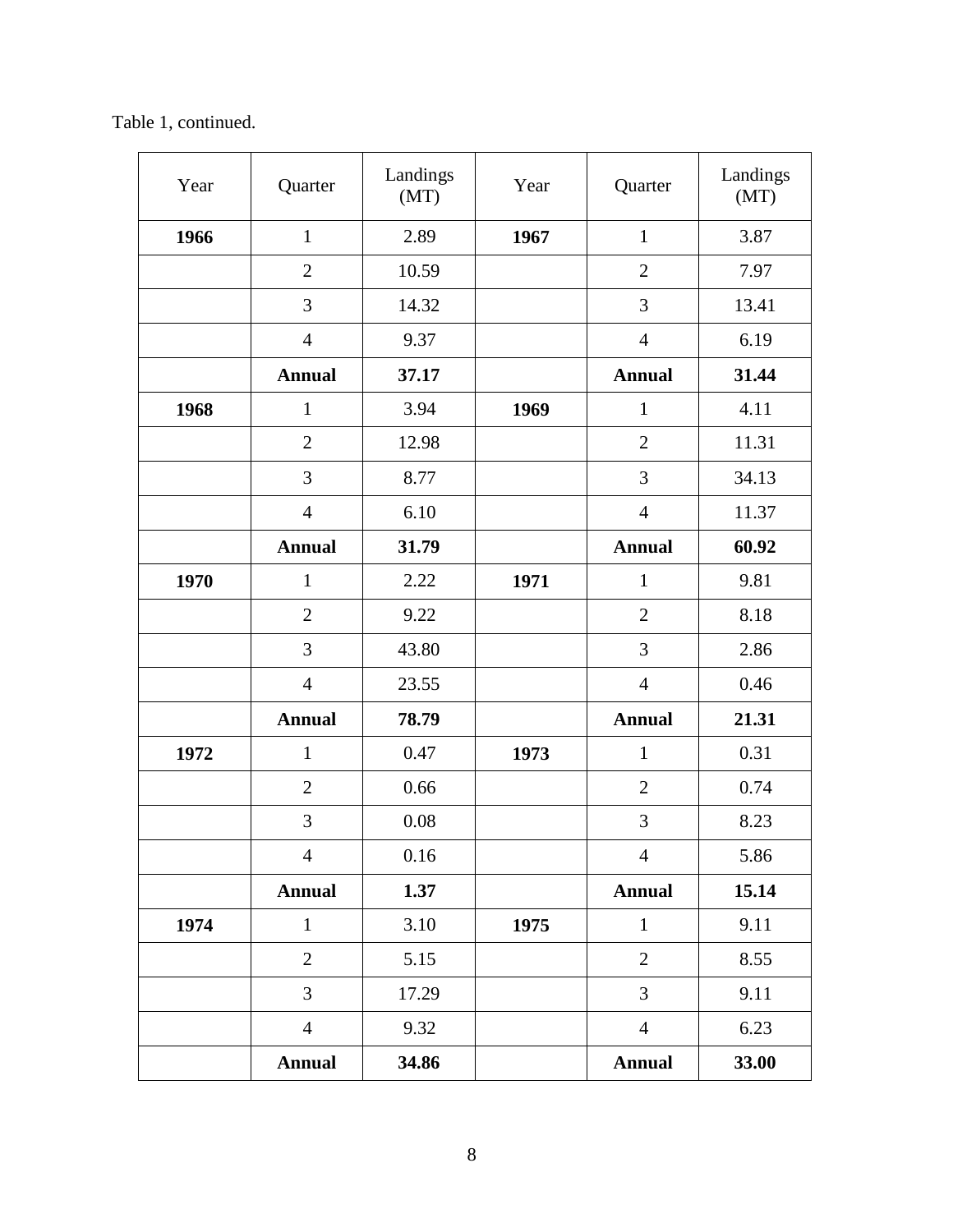Table 1, continued.

| Year | Quarter | Landings (MT) | Year | Quarter | Landings (MT) |
|---|---|---|---|---|---|
| **1966** | 1 | 2.89 | **1967** | 1 | 3.87 |
| | 2 | 10.59 | | 2 | 7.97 |
| | 3 | 14.32 | | 3 | 13.41 |
| | 4 | 9.37 | | 4 | 6.19 |
| | **Annual** | **37.17** | | **Annual** | **31.44** |
| **1968** | 1 | 3.94 | **1969** | 1 | 4.11 |
| | 2 | 12.98 | | 2 | 11.31 |
| | 3 | 8.77 | | 3 | 34.13 |
| | 4 | 6.10 | | 4 | 11.37 |
| | **Annual** | **31.79** | | **Annual** | **60.92** |
| **1970** | 1 | 2.22 | **1971** | 1 | 9.81 |
| | 2 | 9.22 | | 2 | 8.18 |
| | 3 | 43.80 | | 3 | 2.86 |
| | 4 | 23.55 | | 4 | 0.46 |
| | **Annual** | **78.79** | | **Annual** | **21.31** |
| **1972** | 1 | 0.47 | **1973** | 1 | 0.31 |
| | 2 | 0.66 | | 2 | 0.74 |
| | 3 | 0.08 | | 3 | 8.23 |
| | 4 | 0.16 | | 4 | 5.86 |
| | **Annual** | **1.37** | | **Annual** | **15.14** |
| **1974** | 1 | 3.10 | **1975** | 1 | 9.11 |
| | 2 | 5.15 | | 2 | 8.55 |
| | 3 | 17.29 | | 3 | 9.11 |
| | 4 | 9.32 | | 4 | 6.23 |
| | **Annual** | **34.86** | | **Annual** | **33.00** |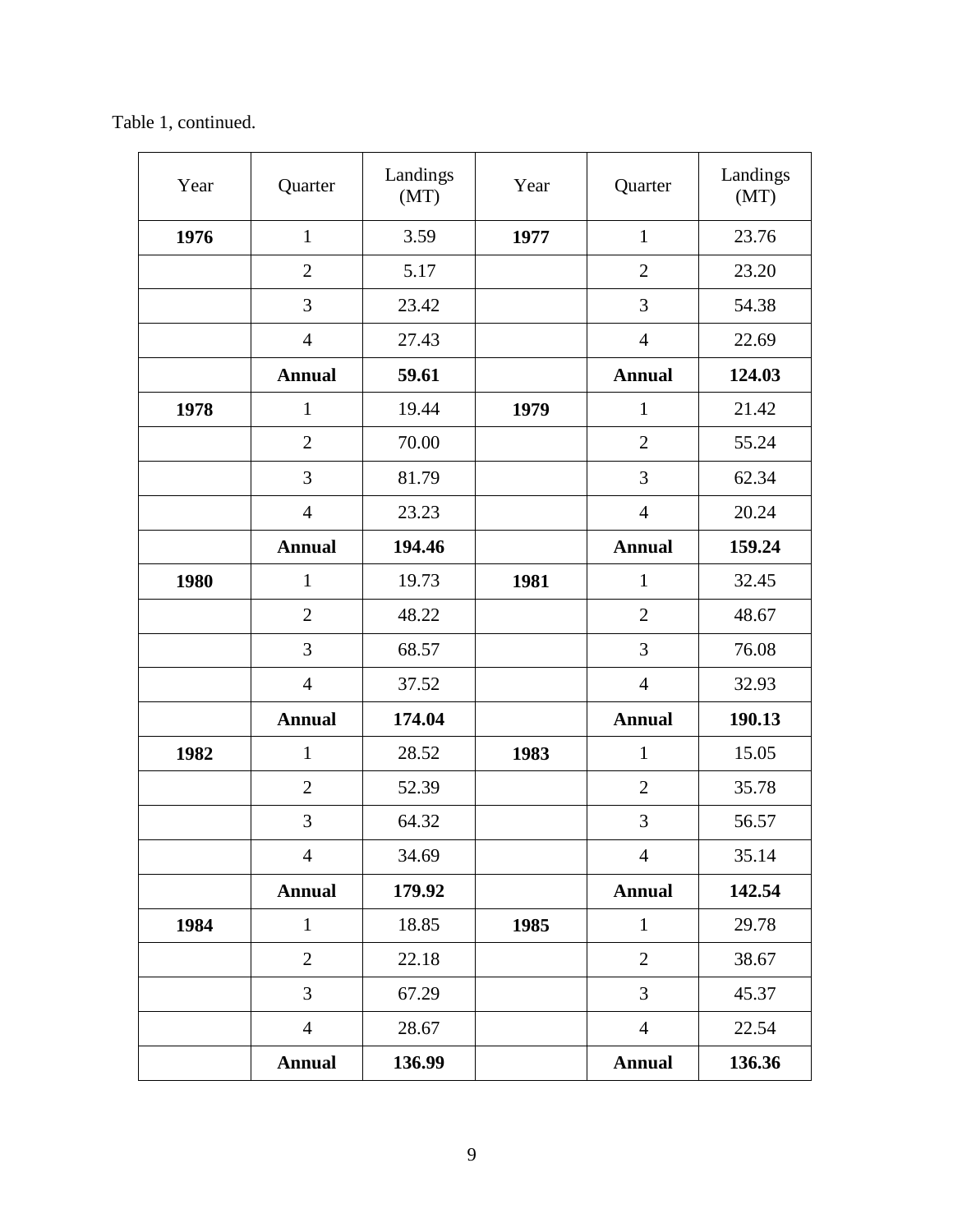Table 1, continued.

| Year | Quarter | Landings (MT) | Year | Quarter | Landings (MT) |
|---|---|---|---|---|---|
| **1976** | 1 | 3.59 | **1977** | 1 | 23.76 |
| | 2 | 5.17 | | 2 | 23.20 |
| | 3 | 23.42 | | 3 | 54.38 |
| | 4 | 27.43 | | 4 | 22.69 |
| | **Annual** | **59.61** | | **Annual** | **124.03** |
| **1978** | 1 | 19.44 | **1979** | 1 | 21.42 |
| | 2 | 70.00 | | 2 | 55.24 |
| | 3 | 81.79 | | 3 | 62.34 |
| | 4 | 23.23 | | 4 | 20.24 |
| | **Annual** | **194.46** | | **Annual** | **159.24** |
| **1980** | 1 | 19.73 | **1981** | 1 | 32.45 |
| | 2 | 48.22 | | 2 | 48.67 |
| | 3 | 68.57 | | 3 | 76.08 |
| | 4 | 37.52 | | 4 | 32.93 |
| | **Annual** | **174.04** | | **Annual** | **190.13** |
| **1982** | 1 | 28.52 | **1983** | 1 | 15.05 |
| | 2 | 52.39 | | 2 | 35.78 |
| | 3 | 64.32 | | 3 | 56.57 |
| | 4 | 34.69 | | 4 | 35.14 |
| | **Annual** | **179.92** | | **Annual** | **142.54** |
| **1984** | 1 | 18.85 | **1985** | 1 | 29.78 |
| | 2 | 22.18 | | 2 | 38.67 |
| | 3 | 67.29 | | 3 | 45.37 |
| | 4 | 28.67 | | 4 | 22.54 |
| | **Annual** | **136.99** | | **Annual** | **136.36** |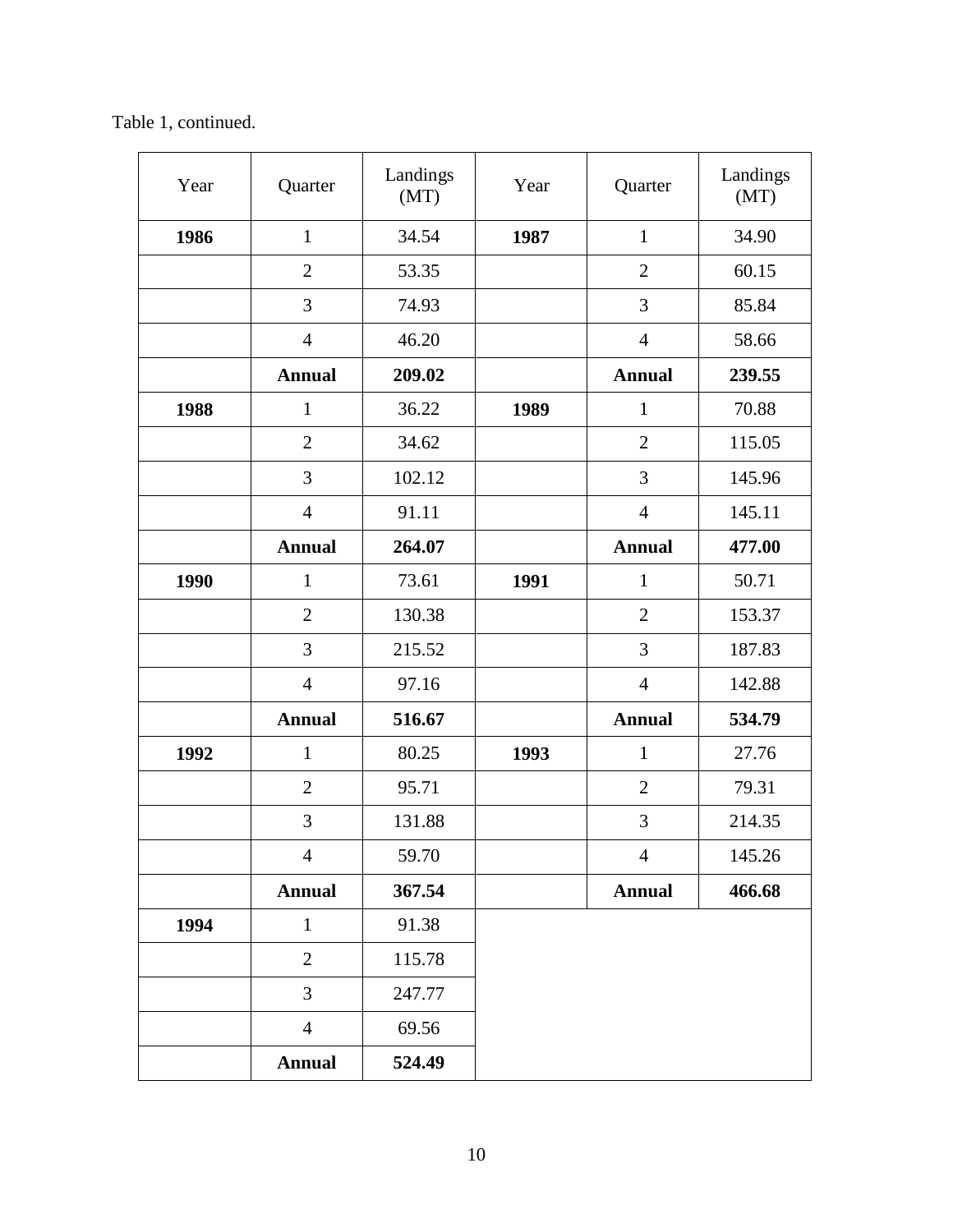Table 1, continued.

| Year | Quarter | Landings (MT) | Year | Quarter | Landings (MT) |
|---|---|---|---|---|---|
| **1986** | 1 | 34.54 | **1987** | 1 | 34.90 |
| | 2 | 53.35 | | 2 | 60.15 |
| | 3 | 74.93 | | 3 | 85.84 |
| | 4 | 46.20 | | 4 | 58.66 |
| | **Annual** | **209.02** | | **Annual** | **239.55** |
| **1988** | 1 | 36.22 | **1989** | 1 | 70.88 |
| | 2 | 34.62 | | 2 | 115.05 |
| | 3 | 102.12 | | 3 | 145.96 |
| | 4 | 91.11 | | 4 | 145.11 |
| | **Annual** | **264.07** | | **Annual** | **477.00** |
| **1990** | 1 | 73.61 | **1991** | 1 | 50.71 |
| | 2 | 130.38 | | 2 | 153.37 |
| | 3 | 215.52 | | 3 | 187.83 |
| | 4 | 97.16 | | 4 | 142.88 |
| | **Annual** | **516.67** | | **Annual** | **534.79** |
| **1992** | 1 | 80.25 | **1993** | 1 | 27.76 |
| | 2 | 95.71 | | 2 | 79.31 |
| | 3 | 131.88 | | 3 | 214.35 |
| | 4 | 59.70 | | 4 | 145.26 |
| | **Annual** | **367.54** | | **Annual** | **466.68** |
| **1994** | 1 | 91.38 | | | |
| | 2 | 115.78 | | | |
| | 3 | 247.77 | | | |
| | 4 | 69.56 | | | |
| | **Annual** | **524.49** | | | |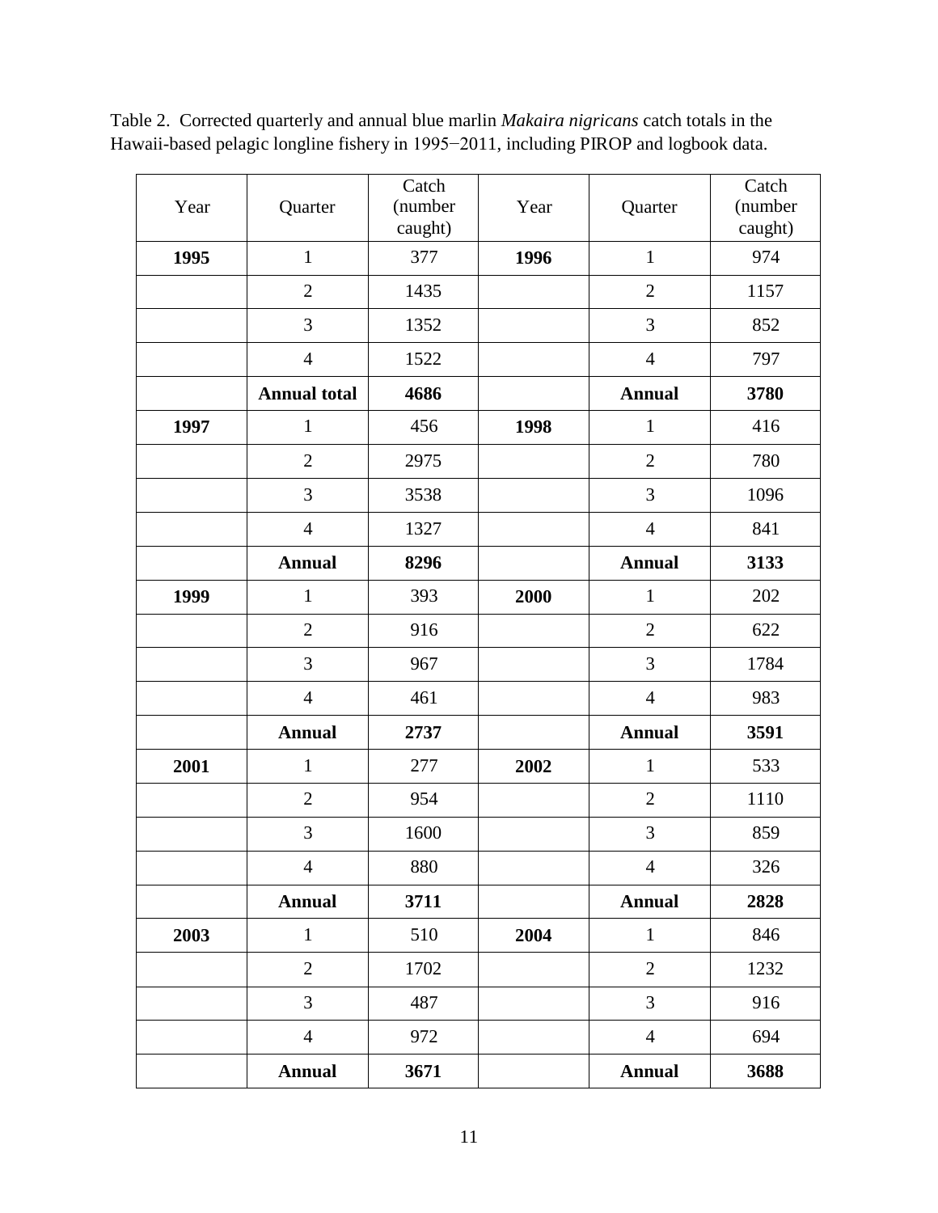Table 2. Corrected quarterly and annual blue marlin *Makaira nigricans* catch totals in the Hawaii-based pelagic longline fishery in 1995−2011, including PIROP and logbook data.

| Year | Quarter | Catch (number caught) | Year | Quarter | Catch (number caught) |
|---|---|---|---|---|---|
| **1995** | 1 | 377 | **1996** | 1 | 974 |
| | 2 | 1435 | | 2 | 1157 |
| | 3 | 1352 | | 3 | 852 |
| | 4 | 1522 | | 4 | 797 |
| | **Annual total** | **4686** | | **Annual** | **3780** |
| **1997** | 1 | 456 | **1998** | 1 | 416 |
| | 2 | 2975 | | 2 | 780 |
| | 3 | 3538 | | 3 | 1096 |
| | 4 | 1327 | | 4 | 841 |
| | **Annual** | **8296** | | **Annual** | **3133** |
| **1999** | 1 | 393 | **2000** | 1 | 202 |
| | 2 | 916 | | 2 | 622 |
| | 3 | 967 | | 3 | 1784 |
| | 4 | 461 | | 4 | 983 |
| | **Annual** | **2737** | | **Annual** | **3591** |
| **2001** | 1 | 277 | **2002** | 1 | 533 |
| | 2 | 954 | | 2 | 1110 |
| | 3 | 1600 | | 3 | 859 |
| | 4 | 880 | | 4 | 326 |
| | **Annual** | **3711** | | **Annual** | **2828** |
| **2003** | 1 | 510 | **2004** | 1 | 846 |
| | 2 | 1702 | | 2 | 1232 |
| | 3 | 487 | | 3 | 916 |
| | 4 | 972 | | 4 | 694 |
| | **Annual** | **3671** | | **Annual** | **3688** |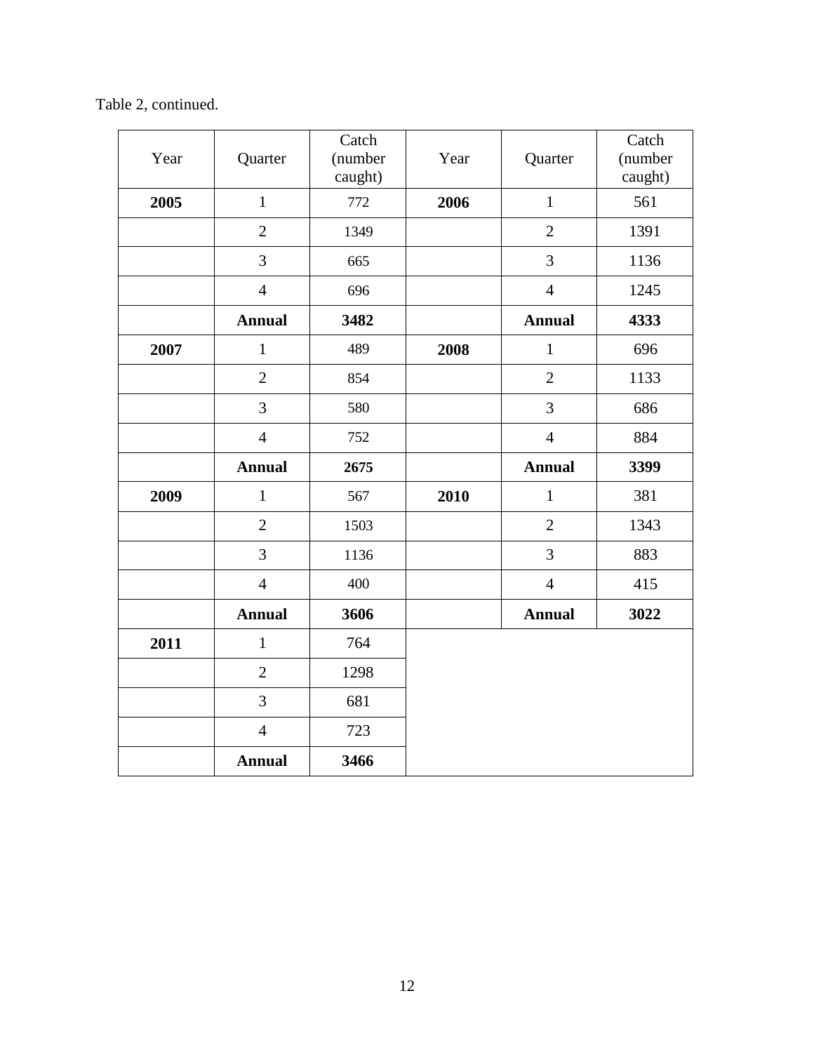Table 2, continued.

| Year | Quarter | Catch (number caught) | Year | Quarter | Catch (number caught) |
|---|---|---|---|---|---|
| **2005** | 1 | 772 | **2006** | 1 | 561 |
| | 2 | 1349 | | 2 | 1391 |
| | 3 | 665 | | 3 | 1136 |
| | 4 | 696 | | 4 | 1245 |
| | **Annual** | **3482** | | **Annual** | **4333** |
| **2007** | 1 | 489 | **2008** | 1 | 696 |
| | 2 | 854 | | 2 | 1133 |
| | 3 | 580 | | 3 | 686 |
| | 4 | 752 | | 4 | 884 |
| | **Annual** | **2675** | | **Annual** | **3399** |
| **2009** | 1 | 567 | **2010** | 1 | 381 |
| | 2 | 1503 | | 2 | 1343 |
| | 3 | 1136 | | 3 | 883 |
| | 4 | 400 | | 4 | 415 |
| | **Annual** | **3606** | | **Annual** | **3022** |
| **2011** | 1 | 764 | | | |
| | 2 | 1298 | | | |
| | 3 | 681 | | | |
| | 4 | 723 | | | |
| | **Annual** | **3466** | | | |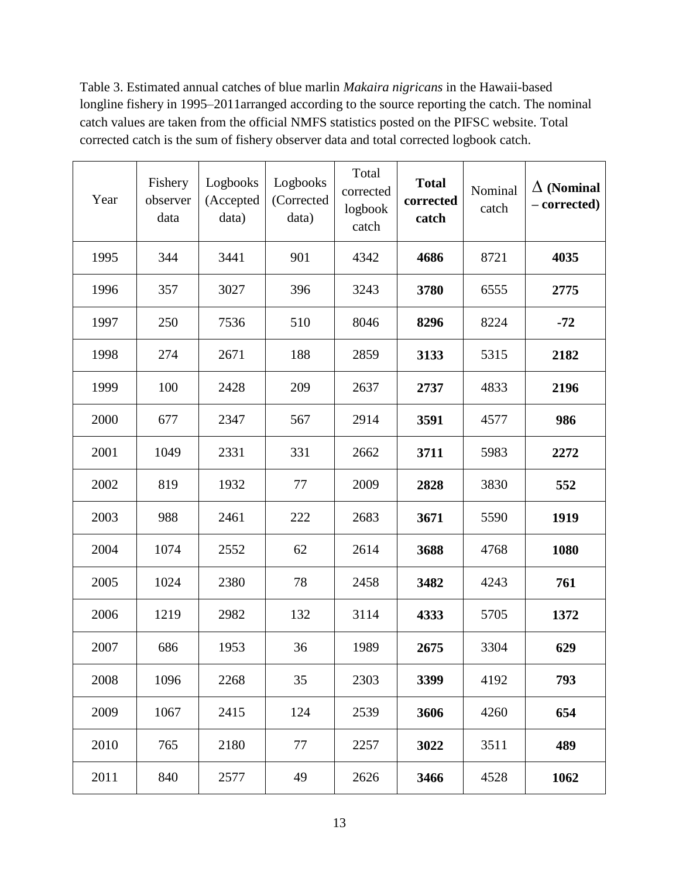Table 3. Estimated annual catches of blue marlin *Makaira nigricans* in the Hawaii-based longline fishery in 1995–2011arranged according to the source reporting the catch. The nominal catch values are taken from the official NMFS statistics posted on the PIFSC website. Total corrected catch is the sum of fishery observer data and total corrected logbook catch.

| Year | Fishery observer data | Logbooks (Accepted data) | Logbooks (Corrected data) | Total corrected logbook catch | **Total corrected catch** | Nominal catch | **Δ (Nominal – corrected)** |
|---|---|---|---|---|---|---|---|
| 1995 | 344 | 3441 | 901 | 4342 | **4686** | 8721 | **4035** |
| 1996 | 357 | 3027 | 396 | 3243 | **3780** | 6555 | **2775** |
| 1997 | 250 | 7536 | 510 | 8046 | **8296** | 8224 | **-72** |
| 1998 | 274 | 2671 | 188 | 2859 | **3133** | 5315 | **2182** |
| 1999 | 100 | 2428 | 209 | 2637 | **2737** | 4833 | **2196** |
| 2000 | 677 | 2347 | 567 | 2914 | **3591** | 4577 | **986** |
| 2001 | 1049 | 2331 | 331 | 2662 | **3711** | 5983 | **2272** |
| 2002 | 819 | 1932 | 77 | 2009 | **2828** | 3830 | **552** |
| 2003 | 988 | 2461 | 222 | 2683 | **3671** | 5590 | **1919** |
| 2004 | 1074 | 2552 | 62 | 2614 | **3688** | 4768 | **1080** |
| 2005 | 1024 | 2380 | 78 | 2458 | **3482** | 4243 | **761** |
| 2006 | 1219 | 2982 | 132 | 3114 | **4333** | 5705 | **1372** |
| 2007 | 686 | 1953 | 36 | 1989 | **2675** | 3304 | **629** |
| 2008 | 1096 | 2268 | 35 | 2303 | **3399** | 4192 | **793** |
| 2009 | 1067 | 2415 | 124 | 2539 | **3606** | 4260 | **654** |
| 2010 | 765 | 2180 | 77 | 2257 | **3022** | 3511 | **489** |
| 2011 | 840 | 2577 | 49 | 2626 | **3466** | 4528 | **1062** |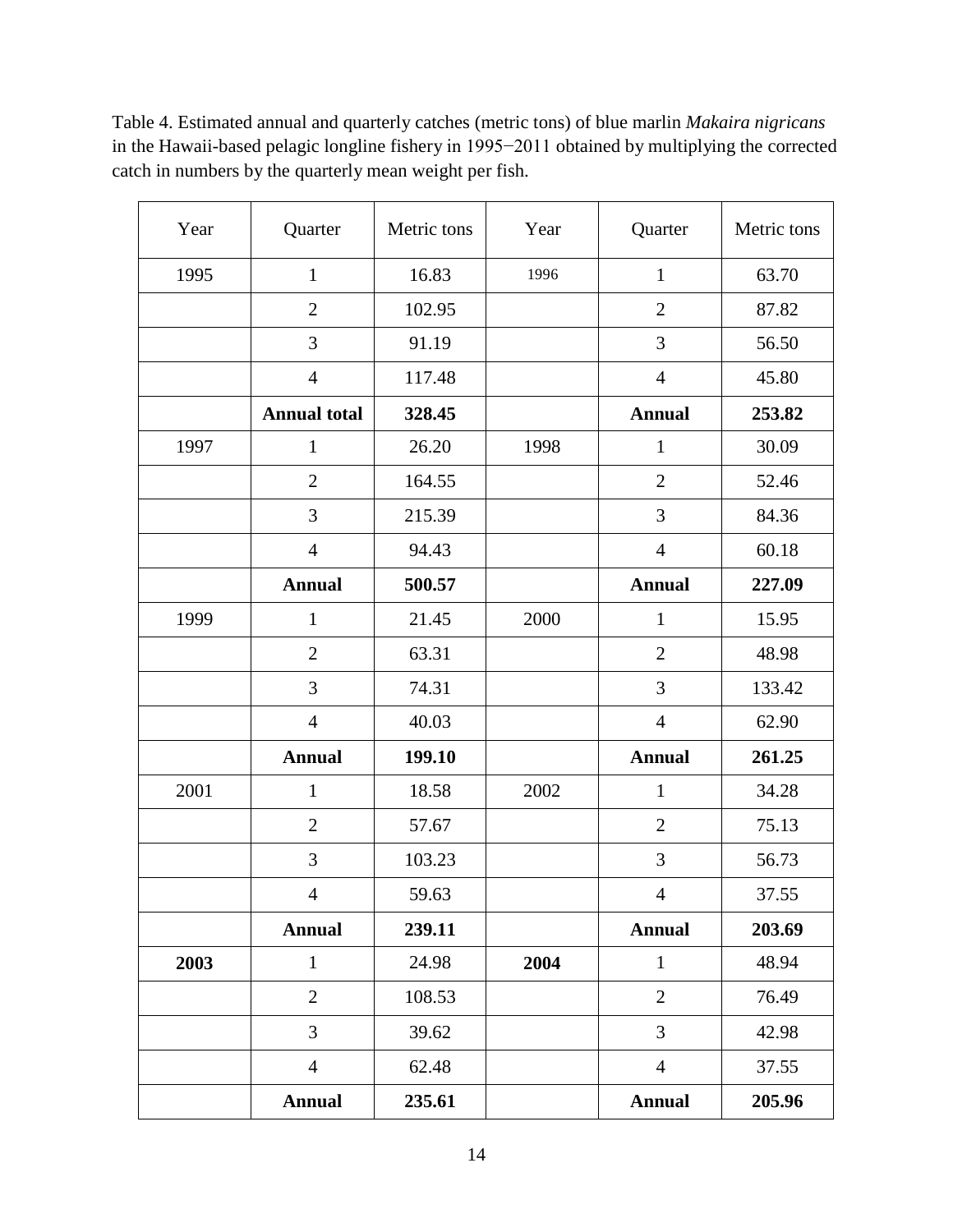Table 4. Estimated annual and quarterly catches (metric tons) of blue marlin *Makaira nigricans* in the Hawaii-based pelagic longline fishery in 1995−2011 obtained by multiplying the corrected catch in numbers by the quarterly mean weight per fish.

| Year | Quarter | Metric tons | Year | Quarter | Metric tons |
|---|---|---|---|---|---|
| 1995 | 1 | 16.83 | 1996 | 1 | 63.70 |
| | 2 | 102.95 | | 2 | 87.82 |
| | 3 | 91.19 | | 3 | 56.50 |
| | 4 | 117.48 | | 4 | 45.80 |
| | **Annual total** | **328.45** | | **Annual** | **253.82** |
| 1997 | 1 | 26.20 | 1998 | 1 | 30.09 |
| | 2 | 164.55 | | 2 | 52.46 |
| | 3 | 215.39 | | 3 | 84.36 |
| | 4 | 94.43 | | 4 | 60.18 |
| | **Annual** | **500.57** | | **Annual** | **227.09** |
| 1999 | 1 | 21.45 | 2000 | 1 | 15.95 |
| | 2 | 63.31 | | 2 | 48.98 |
| | 3 | 74.31 | | 3 | 133.42 |
| | 4 | 40.03 | | 4 | 62.90 |
| | **Annual** | **199.10** | | **Annual** | **261.25** |
| 2001 | 1 | 18.58 | 2002 | 1 | 34.28 |
| | 2 | 57.67 | | 2 | 75.13 |
| | 3 | 103.23 | | 3 | 56.73 |
| | 4 | 59.63 | | 4 | 37.55 |
| | **Annual** | **239.11** | | **Annual** | **203.69** |
| **2003** | 1 | 24.98 | **2004** | 1 | 48.94 |
| | 2 | 108.53 | | 2 | 76.49 |
| | 3 | 39.62 | | 3 | 42.98 |
| | 4 | 62.48 | | 4 | 37.55 |
| | **Annual** | **235.61** | | **Annual** | **205.96** |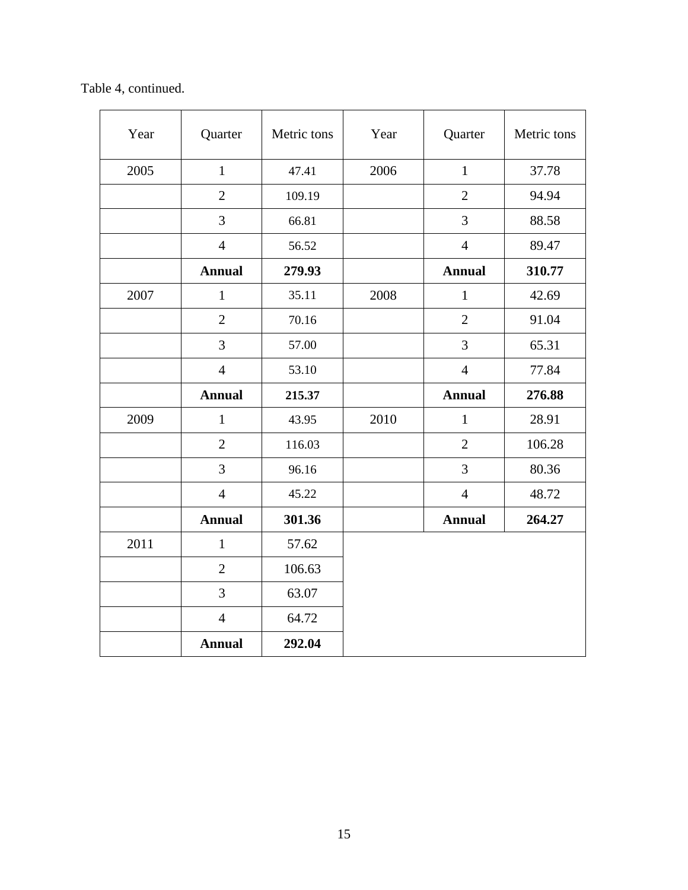Table 4, continued.

| Year | Quarter | Metric tons | Year | Quarter | Metric tons |
|---|---|---|---|---|---|
| 2005 | 1 | 47.41 | 2006 | 1 | 37.78 |
| | 2 | 109.19 | | 2 | 94.94 |
| | 3 | 66.81 | | 3 | 88.58 |
| | 4 | 56.52 | | 4 | 89.47 |
| | **Annual** | **279.93** | | **Annual** | **310.77** |
| 2007 | 1 | 35.11 | 2008 | 1 | 42.69 |
| | 2 | 70.16 | | 2 | 91.04 |
| | 3 | 57.00 | | 3 | 65.31 |
| | 4 | 53.10 | | 4 | 77.84 |
| | **Annual** | **215.37** | | **Annual** | **276.88** |
| 2009 | 1 | 43.95 | 2010 | 1 | 28.91 |
| | 2 | 116.03 | | 2 | 106.28 |
| | 3 | 96.16 | | 3 | 80.36 |
| | 4 | 45.22 | | 4 | 48.72 |
| | **Annual** | **301.36** | | **Annual** | **264.27** |
| 2011 | 1 | 57.62 | | | |
| | 2 | 106.63 | | | |
| | 3 | 63.07 | | | |
| | 4 | 64.72 | | | |
| | **Annual** | **292.04** | | | |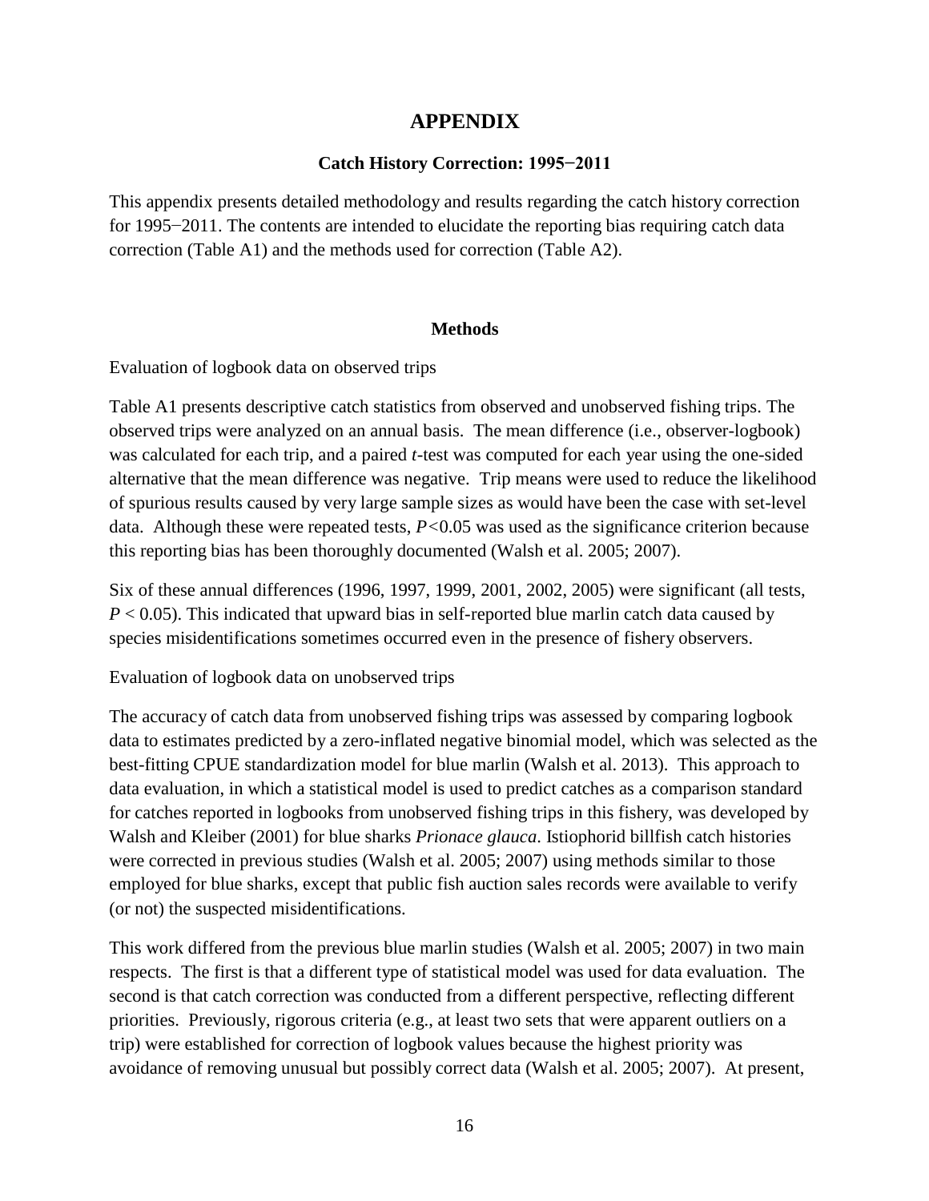# APPENDIX

### Catch History Correction: 1995−2011

This appendix presents detailed methodology and results regarding the catch history correction for 1995−2011. The contents are intended to elucidate the reporting bias requiring catch data correction (Table A1) and the methods used for correction (Table A2).

### Methods

Evaluation of logbook data on observed trips

Table A1 presents descriptive catch statistics from observed and unobserved fishing trips. The observed trips were analyzed on an annual basis. The mean difference (i.e., observer-logbook) was calculated for each trip, and a paired *t*-test was computed for each year using the one-sided alternative that the mean difference was negative. Trip means were used to reduce the likelihood of spurious results caused by very large sample sizes as would have been the case with set-level data. Although these were repeated tests, $P<0.05$ was used as the significance criterion because this reporting bias has been thoroughly documented (Walsh et al. 2005; 2007).

Six of these annual differences (1996, 1997, 1999, 2001, 2002, 2005) were significant (all tests, $P < 0.05$). This indicated that upward bias in self-reported blue marlin catch data caused by species misidentifications sometimes occurred even in the presence of fishery observers.

Evaluation of logbook data on unobserved trips

The accuracy of catch data from unobserved fishing trips was assessed by comparing logbook data to estimates predicted by a zero-inflated negative binomial model, which was selected as the best-fitting CPUE standardization model for blue marlin (Walsh et al. 2013). This approach to data evaluation, in which a statistical model is used to predict catches as a comparison standard for catches reported in logbooks from unobserved fishing trips in this fishery, was developed by Walsh and Kleiber (2001) for blue sharks *Prionace glauca*. Istiophorid billfish catch histories were corrected in previous studies (Walsh et al. 2005; 2007) using methods similar to those employed for blue sharks, except that public fish auction sales records were available to verify (or not) the suspected misidentifications.

This work differed from the previous blue marlin studies (Walsh et al. 2005; 2007) in two main respects. The first is that a different type of statistical model was used for data evaluation. The second is that catch correction was conducted from a different perspective, reflecting different priorities. Previously, rigorous criteria (e.g., at least two sets that were apparent outliers on a trip) were established for correction of logbook values because the highest priority was avoidance of removing unusual but possibly correct data (Walsh et al. 2005; 2007). At present,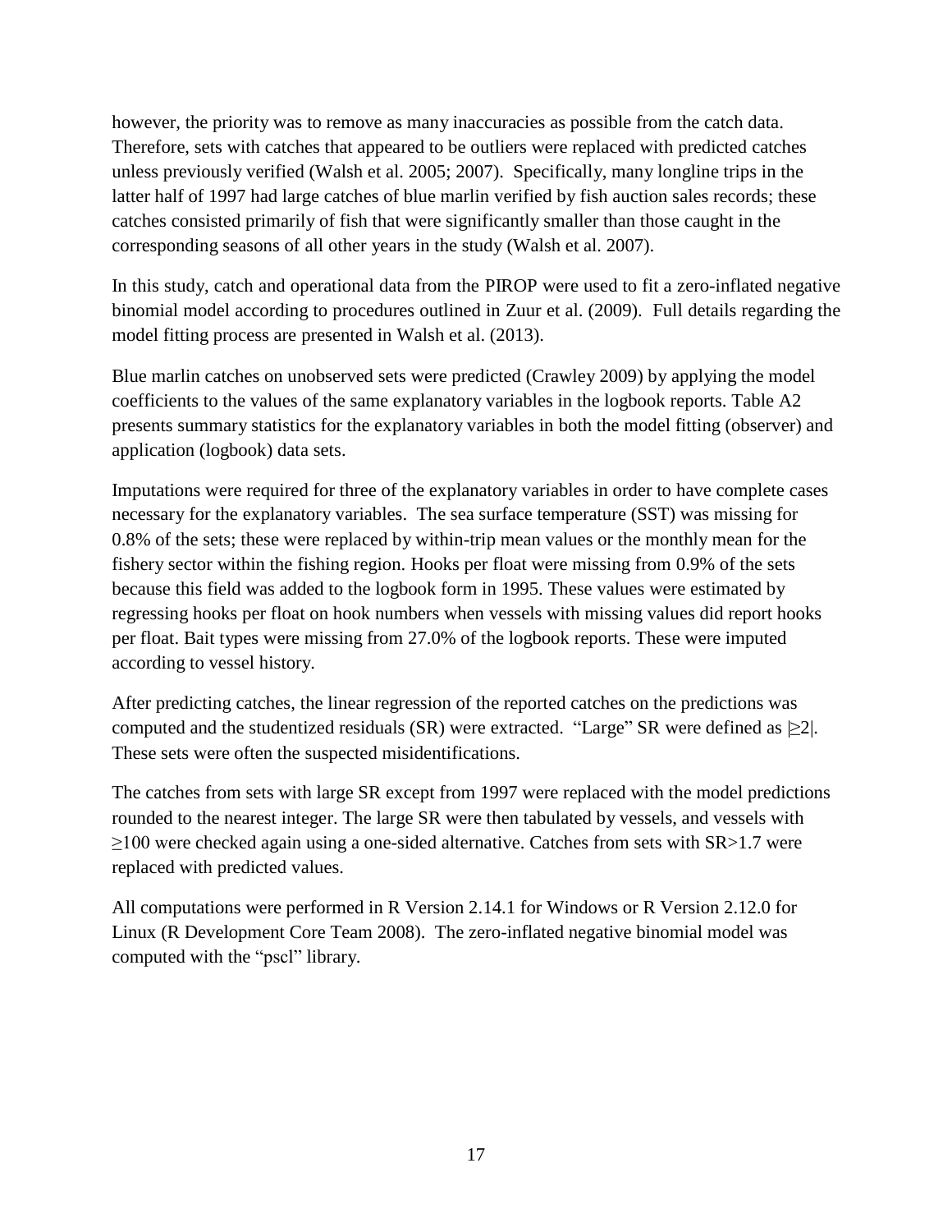however, the priority was to remove as many inaccuracies as possible from the catch data. Therefore, sets with catches that appeared to be outliers were replaced with predicted catches unless previously verified (Walsh et al. 2005; 2007). Specifically, many longline trips in the latter half of 1997 had large catches of blue marlin verified by fish auction sales records; these catches consisted primarily of fish that were significantly smaller than those caught in the corresponding seasons of all other years in the study (Walsh et al. 2007).

In this study, catch and operational data from the PIROP were used to fit a zero-inflated negative binomial model according to procedures outlined in Zuur et al. (2009). Full details regarding the model fitting process are presented in Walsh et al. (2013).

Blue marlin catches on unobserved sets were predicted (Crawley 2009) by applying the model coefficients to the values of the same explanatory variables in the logbook reports. Table A2 presents summary statistics for the explanatory variables in both the model fitting (observer) and application (logbook) data sets.

Imputations were required for three of the explanatory variables in order to have complete cases necessary for the explanatory variables. The sea surface temperature (SST) was missing for 0.8% of the sets; these were replaced by within-trip mean values or the monthly mean for the fishery sector within the fishing region. Hooks per float were missing from 0.9% of the sets because this field was added to the logbook form in 1995. These values were estimated by regressing hooks per float on hook numbers when vessels with missing values did report hooks per float. Bait types were missing from 27.0% of the logbook reports. These were imputed according to vessel history.

After predicting catches, the linear regression of the reported catches on the predictions was computed and the studentized residuals (SR) were extracted. "Large" SR were defined as $|\geq 2|$. These sets were often the suspected misidentifications.

The catches from sets with large SR except from 1997 were replaced with the model predictions rounded to the nearest integer. The large SR were then tabulated by vessels, and vessels with $\geq$100 were checked again using a one-sided alternative. Catches from sets with SR>1.7 were replaced with predicted values.

All computations were performed in R Version 2.14.1 for Windows or R Version 2.12.0 for Linux (R Development Core Team 2008). The zero-inflated negative binomial model was computed with the "pscl" library.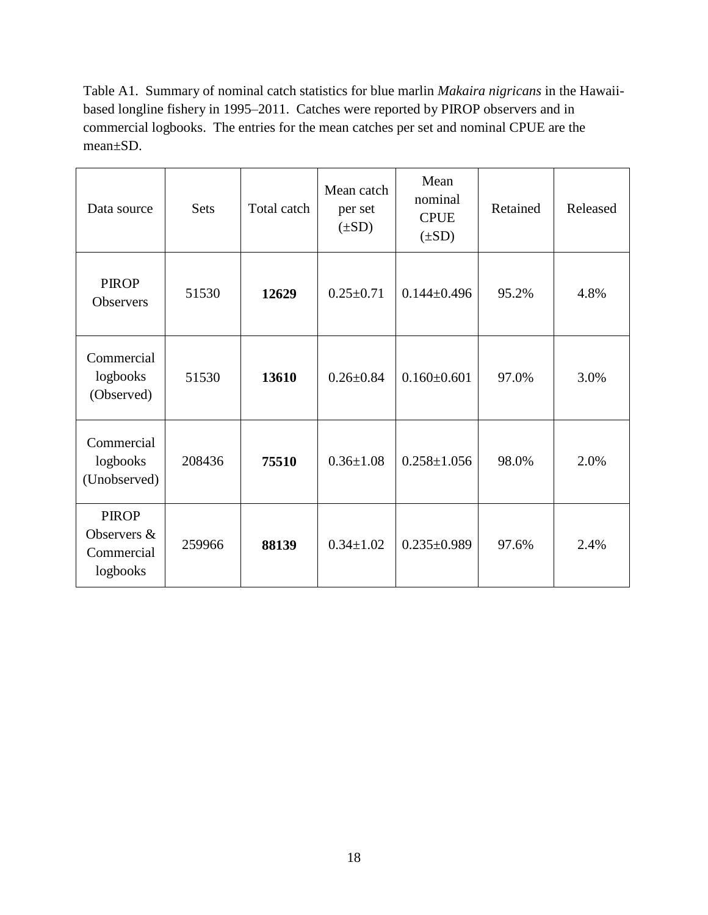Table A1. Summary of nominal catch statistics for blue marlin *Makaira nigricans* in the Hawaii-based longline fishery in 1995–2011. Catches were reported by PIROP observers and in commercial logbooks. The entries for the mean catches per set and nominal CPUE are the mean±SD.

| Data source | Sets | Total catch | Mean catch per set (±SD) | Mean nominal CPUE (±SD) | Retained | Released |
|---|---|---|---|---|---|---|
| PIROP Observers | 51530 | **12629** | 0.25±0.71 | 0.144±0.496 | 95.2% | 4.8% |
| Commercial logbooks (Observed) | 51530 | **13610** | 0.26±0.84 | 0.160±0.601 | 97.0% | 3.0% |
| Commercial logbooks (Unobserved) | 208436 | **75510** | 0.36±1.08 | 0.258±1.056 | 98.0% | 2.0% |
| PIROP Observers & Commercial logbooks | 259966 | **88139** | 0.34±1.02 | 0.235±0.989 | 97.6% | 2.4% |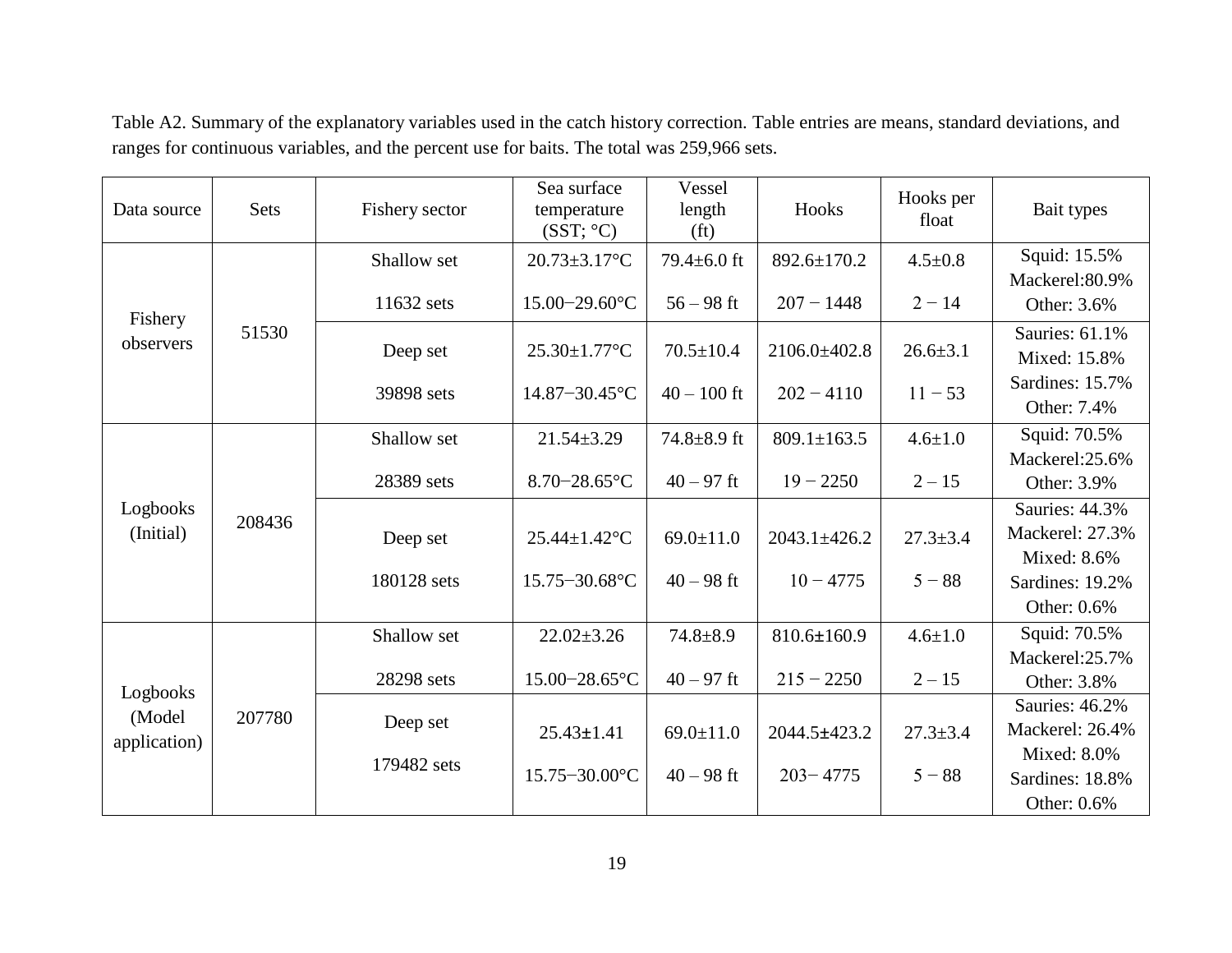Table A2. Summary of the explanatory variables used in the catch history correction. Table entries are means, standard deviations, and ranges for continuous variables, and the percent use for baits. The total was 259,966 sets.

| Data source | Sets | Fishery sector | Sea surface temperature (SST; °C) | Vessel length (ft) | Hooks | Hooks per float | Bait types |
|---|---|---|---|---|---|---|---|
| Fishery observers | 51530 | Shallow set<br>11632 sets | 20.73±3.17°C<br>15.00−29.60°C | 79.4±6.0 ft<br>56 – 98 ft | 892.6±170.2<br>207 − 1448 | 4.5±0.8<br>2 − 14 | Squid: 15.5%<br>Mackerel:80.9%<br>Other: 3.6% |
| | | Deep set<br>39898 sets | 25.30±1.77°C<br>14.87−30.45°C | 70.5±10.4<br>40 – 100 ft | 2106.0±402.8<br>202 − 4110 | 26.6±3.1<br>11 − 53 | Sauries: 61.1%<br>Mixed: 15.8%<br>Sardines: 15.7%<br>Other: 7.4% |
| Logbooks (Initial) | 208436 | Shallow set<br>28389 sets | 21.54±3.29<br>8.70−28.65°C | 74.8±8.9 ft<br>40 – 97 ft | 809.1±163.5<br>19 − 2250 | 4.6±1.0<br>2 – 15 | Squid: 70.5%<br>Mackerel:25.6%<br>Other: 3.9% |
| | | Deep set<br>180128 sets | 25.44±1.42°C<br>15.75−30.68°C | 69.0±11.0<br>40 – 98 ft | 2043.1±426.2<br>10 − 4775 | 27.3±3.4<br>5 − 88 | Sauries: 44.3%<br>Mackerel: 27.3%<br>Mixed: 8.6%<br>Sardines: 19.2%<br>Other: 0.6% |
| Logbooks (Model application) | 207780 | Shallow set<br>28298 sets | 22.02±3.26<br>15.00−28.65°C | 74.8±8.9<br>40 – 97 ft | 810.6±160.9<br>215 − 2250 | 4.6±1.0<br>2 – 15 | Squid: 70.5%<br>Mackerel:25.7%<br>Other: 3.8% |
| | | Deep set<br>179482 sets | 25.43±1.41<br>15.75−30.00°C | 69.0±11.0<br>40 – 98 ft | 2044.5±423.2<br>203− 4775 | 27.3±3.4<br>5 − 88 | Sauries: 46.2%<br>Mackerel: 26.4%<br>Mixed: 8.0%<br>Sardines: 18.8%<br>Other: 0.6% |